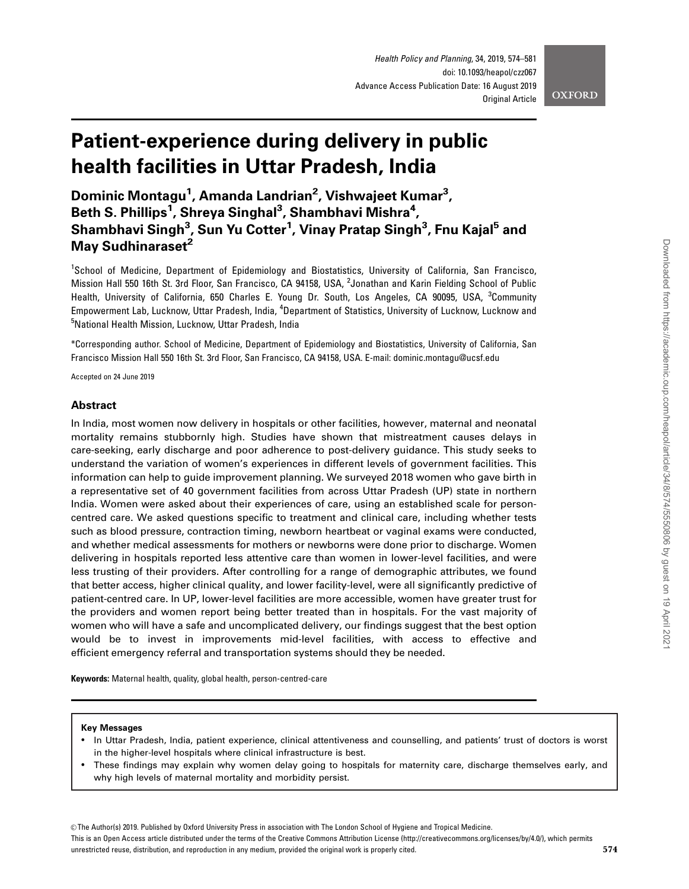# Patient-experience during delivery in public health facilities in Uttar Pradesh, India

**Dominic Montagu[1], Amanda Landrian[2], Vishwajeet Kumar[3], Beth S. Phillips[1], Shreya Singhal[3], Shambhavi Mishra[4], Shambhavi Singh[3], Sun Yu Cotter[1], Vinay Pratap Singh[3], Fnu Kajal[5] and May Sudhinaraset[2]**

[1]School of Medicine, Department of Epidemiology and Biostatistics, University of California, San Francisco, Mission Hall 550 16th St. 3rd Floor, San Francisco, CA 94158, USA, [2]Jonathan and Karin Fielding School of Public Health, University of California, 650 Charles E. Young Dr. South, Los Angeles, CA 90095, USA, [3]Community Empowerment Lab, Lucknow, Uttar Pradesh, India, [4]Department of Statistics, University of Lucknow, Lucknow and [5]National Health Mission, Lucknow, Uttar Pradesh, India

*Corresponding author. School of Medicine, Department of Epidemiology and Biostatistics, University of California, San Francisco Mission Hall 550 16th St. 3rd Floor, San Francisco, CA 94158, USA. E-mail: dominic.montagu@ucsf.edu

Accepted on 24 June 2019

## Abstract

In India, most women now delivery in hospitals or other facilities, however, maternal and neonatal mortality remains stubbornly high. Studies have shown that mistreatment causes delays in care-seeking, early discharge and poor adherence to post-delivery guidance. This study seeks to understand the variation of women's experiences in different levels of government facilities. This information can help to guide improvement planning. We surveyed 2018 women who gave birth in a representative set of 40 government facilities from across Uttar Pradesh (UP) state in northern India. Women were asked about their experiences of care, using an established scale for person-centred care. We asked questions specific to treatment and clinical care, including whether tests such as blood pressure, contraction timing, newborn heartbeat or vaginal exams were conducted, and whether medical assessments for mothers or newborns were done prior to discharge. Women delivering in hospitals reported less attentive care than women in lower-level facilities, and were less trusting of their providers. After controlling for a range of demographic attributes, we found that better access, higher clinical quality, and lower facility-level, were all significantly predictive of patient-centred care. In UP, lower-level facilities are more accessible, women have greater trust for the providers and women report being better treated than in hospitals. For the vast majority of women who will have a safe and uncomplicated delivery, our findings suggest that the best option would be to invest in improvements mid-level facilities, with access to effective and efficient emergency referral and transportation systems should they be needed.

**Keywords:** Maternal health, quality, global health, person-centred-care

**Key Messages**

- In Uttar Pradesh, India, patient experience, clinical attentiveness and counselling, and patients' trust of doctors is worst in the higher-level hospitals where clinical infrastructure is best.
- These findings may explain why women delay going to hospitals for maternity care, discharge themselves early, and why high levels of maternal mortality and morbidity persist.

© The Author(s) 2019. Published by Oxford University Press in association with The London School of Hygiene and Tropical Medicine.
This is an Open Access article distributed under the terms of the Creative Commons Attribution License (http://creativecommons.org/licenses/by/4.0/), which permits unrestricted reuse, distribution, and reproduction in any medium, provided the original work is properly cited.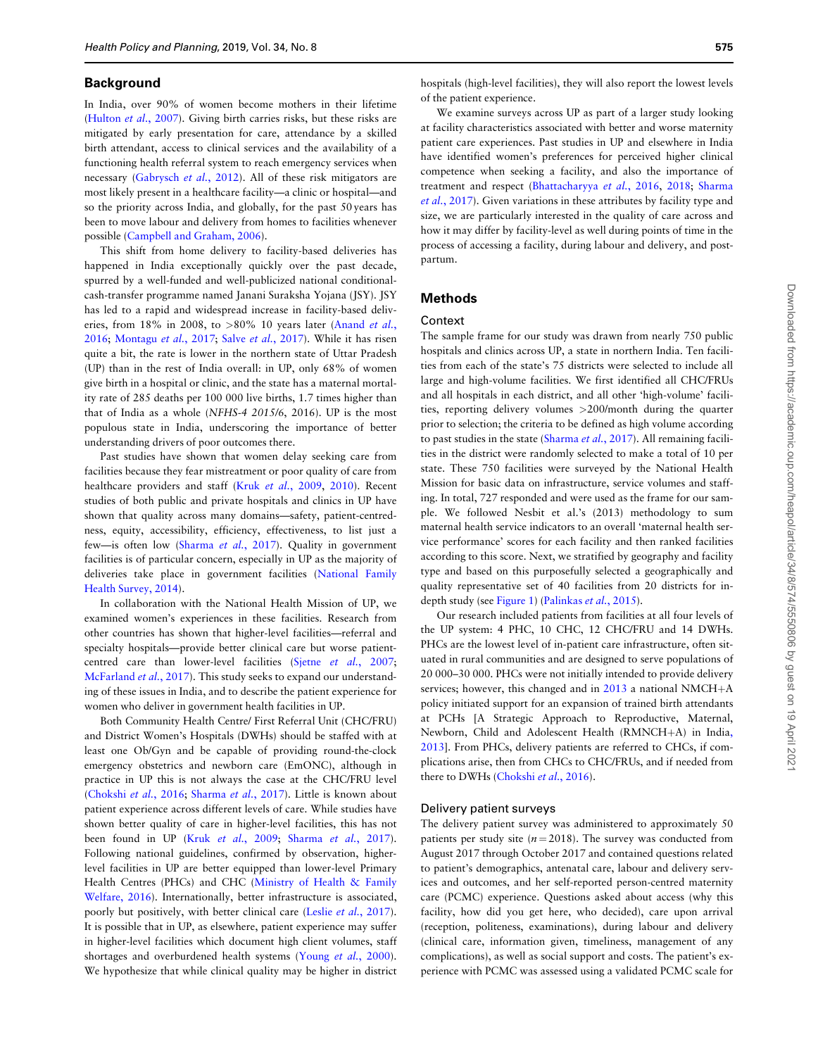## Background

In India, over 90% of women become mothers in their lifetime (Hulton *et al.*, 2007). Giving birth carries risks, but these risks are mitigated by early presentation for care, attendance by a skilled birth attendant, access to clinical services and the availability of a functioning health referral system to reach emergency services when necessary (Gabrysch *et al.*, 2012). All of these risk mitigators are most likely present in a healthcare facility—a clinic or hospital—and so the priority across India, and globally, for the past 50 years has been to move labour and delivery from homes to facilities whenever possible (Campbell and Graham, 2006).

This shift from home delivery to facility-based deliveries has happened in India exceptionally quickly over the past decade, spurred by a well-funded and well-publicized national conditional-cash-transfer programme named Janani Suraksha Yojana (JSY). JSY has led to a rapid and widespread increase in facility-based deliveries, from 18% in 2008, to >80% 10 years later (Anand *et al.*, 2016; Montagu *et al.*, 2017; Salve *et al.*, 2017). While it has risen quite a bit, the rate is lower in the northern state of Uttar Pradesh (UP) than in the rest of India overall: in UP, only 68% of women give birth in a hospital or clinic, and the state has a maternal mortality rate of 285 deaths per 100 000 live births, 1.7 times higher than that of India as a whole (*NFHS-4 2015/6*, 2016). UP is the most populous state in India, underscoring the importance of better understanding drivers of poor outcomes there.

Past studies have shown that women delay seeking care from facilities because they fear mistreatment or poor quality of care from healthcare providers and staff (Kruk *et al.*, 2009, 2010). Recent studies of both public and private hospitals and clinics in UP have shown that quality across many domains—safety, patient-centredness, equity, accessibility, efficiency, effectiveness, to list just a few—is often low (Sharma *et al.*, 2017). Quality in government facilities is of particular concern, especially in UP as the majority of deliveries take place in government facilities (National Family Health Survey, 2014).

In collaboration with the National Health Mission of UP, we examined women's experiences in these facilities. Research from other countries has shown that higher-level facilities—referral and specialty hospitals—provide better clinical care but worse patient-centred care than lower-level facilities (Sjetne *et al.*, 2007; McFarland *et al.*, 2017). This study seeks to expand our understanding of these issues in India, and to describe the patient experience for women who deliver in government health facilities in UP.

Both Community Health Centre/ First Referral Unit (CHC/FRU) and District Women's Hospitals (DWHs) should be staffed with at least one Ob/Gyn and be capable of providing round-the-clock emergency obstetrics and newborn care (EmONC), although in practice in UP this is not always the case at the CHC/FRU level (Chokshi *et al.*, 2016; Sharma *et al.*, 2017). Little is known about patient experience across different levels of care. While studies have shown better quality of care in higher-level facilities, this has not been found in UP (Kruk *et al.*, 2009; Sharma *et al.*, 2017). Following national guidelines, confirmed by observation, higher-level facilities in UP are better equipped than lower-level Primary Health Centres (PHCs) and CHC (Ministry of Health & Family Welfare, 2016). Internationally, better infrastructure is associated, poorly but positively, with better clinical care (Leslie *et al.*, 2017). It is possible that in UP, as elsewhere, patient experience may suffer in higher-level facilities which document high client volumes, staff shortages and overburdened health systems (Young *et al.*, 2000). We hypothesize that while clinical quality may be higher in district hospitals (high-level facilities), they will also report the lowest levels of the patient experience.

We examine surveys across UP as part of a larger study looking at facility characteristics associated with better and worse maternity patient care experiences. Past studies in UP and elsewhere in India have identified women's preferences for perceived higher clinical competence when seeking a facility, and also the importance of treatment and respect (Bhattacharyya *et al.*, 2016, 2018; Sharma *et al.*, 2017). Given variations in these attributes by facility type and size, we are particularly interested in the quality of care across and how it may differ by facility-level as well during points of time in the process of accessing a facility, during labour and delivery, and post-partum.

## Methods

### Context

The sample frame for our study was drawn from nearly 750 public hospitals and clinics across UP, a state in northern India. Ten facilities from each of the state's 75 districts were selected to include all large and high-volume facilities. We first identified all CHC/FRUs and all hospitals in each district, and all other 'high-volume' facilities, reporting delivery volumes >200/month during the quarter prior to selection; the criteria to be defined as high volume according to past studies in the state (Sharma *et al.*, 2017). All remaining facilities in the district were randomly selected to make a total of 10 per state. These 750 facilities were surveyed by the National Health Mission for basic data on infrastructure, service volumes and staffing. In total, 727 responded and were used as the frame for our sample. We followed Nesbit et al.'s (2013) methodology to sum maternal health service indicators to an overall 'maternal health service performance' scores for each facility and then ranked facilities according to this score. Next, we stratified by geography and facility type and based on this purposefully selected a geographically and quality representative set of 40 facilities from 20 districts for in-depth study (see Figure 1) (Palinkas *et al.*, 2015).

Our research included patients from facilities at all four levels of the UP system: 4 PHC, 10 CHC, 12 CHC/FRU and 14 DWHs. PHCs are the lowest level of in-patient care infrastructure, often situated in rural communities and are designed to serve populations of 20 000–30 000. PHCs were not initially intended to provide delivery services; however, this changed and in 2013 a national NMCH+A policy initiated support for an expansion of trained birth attendants at PCHs [A Strategic Approach to Reproductive, Maternal, Newborn, Child and Adolescent Health (RMNCH+A) in India, 2013]. From PHCs, delivery patients are referred to CHCs, if complications arise, then from CHCs to CHC/FRUs, and if needed from there to DWHs (Chokshi *et al.*, 2016).

### Delivery patient surveys

The delivery patient survey was administered to approximately 50 patients per study site ($n = 2018$). The survey was conducted from August 2017 through October 2017 and contained questions related to patient's demographics, antenatal care, labour and delivery services and outcomes, and her self-reported person-centred maternity care (PCMC) experience. Questions asked about access (why this facility, how did you get here, who decided), care upon arrival (reception, politeness, examinations), during labour and delivery (clinical care, information given, timeliness, management of any complications), as well as social support and costs. The patient's experience with PCMC was assessed using a validated PCMC scale for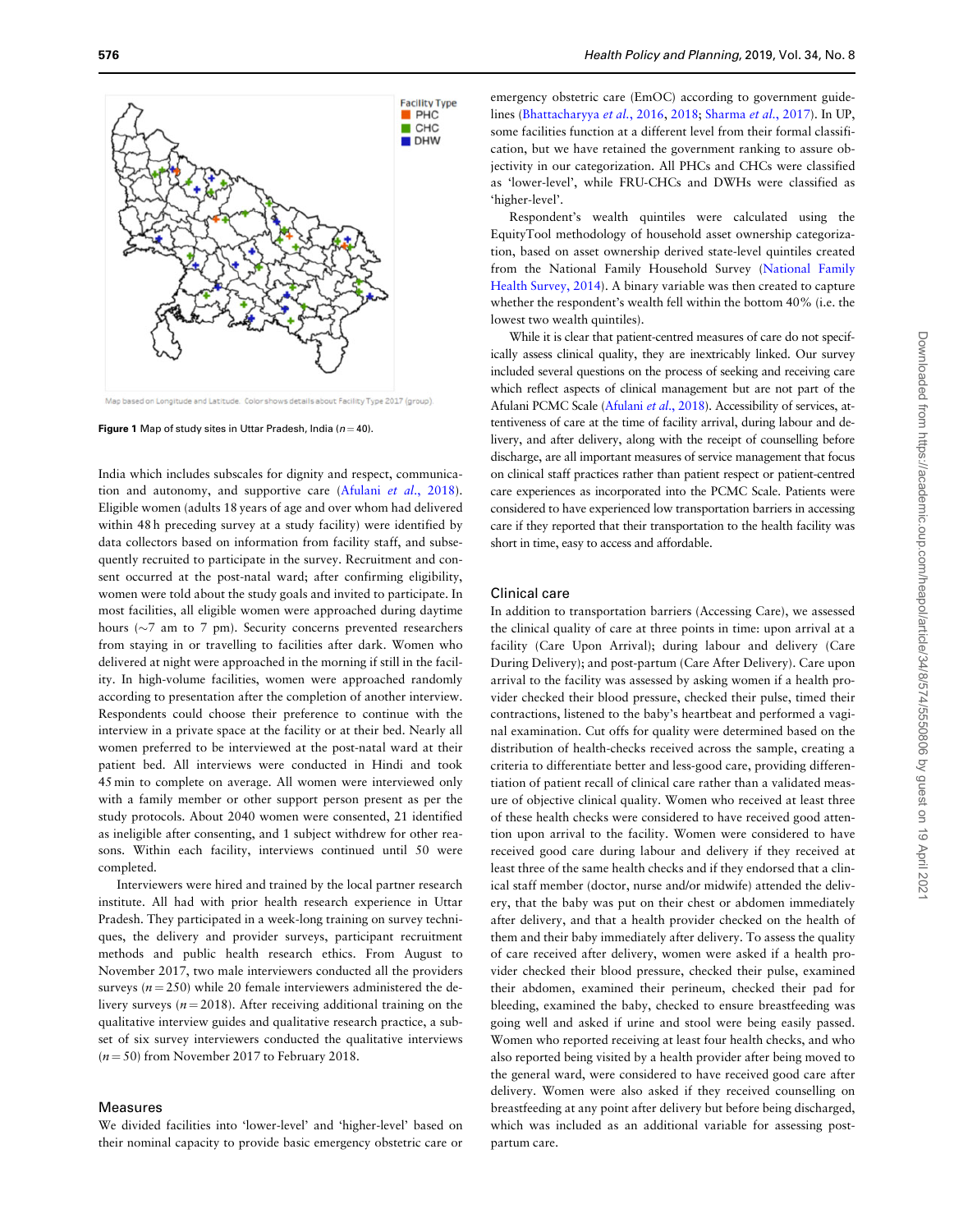Figure 1 Map of study sites in Uttar Pradesh, India ($n = 40$).

India which includes subscales for dignity and respect, communication and autonomy, and supportive care (Afulani *et al.*, 2018). Eligible women (adults 18 years of age and over whom had delivered within 48 h preceding survey at a study facility) were identified by data collectors based on information from facility staff, and subsequently recruited to participate in the survey. Recruitment and consent occurred at the post-natal ward; after confirming eligibility, women were told about the study goals and invited to participate. In most facilities, all eligible women were approached during daytime hours (~7 am to 7 pm). Security concerns prevented researchers from staying in or travelling to facilities after dark. Women who delivered at night were approached in the morning if still in the facility. In high-volume facilities, women were approached randomly according to presentation after the completion of another interview. Respondents could choose their preference to continue with the interview in a private space at the facility or at their bed. Nearly all women preferred to be interviewed at the post-natal ward at their patient bed. All interviews were conducted in Hindi and took 45 min to complete on average. All women were interviewed only with a family member or other support person present as per the study protocols. About 2040 women were consented, 21 identified as ineligible after consenting, and 1 subject withdrew for other reasons. Within each facility, interviews continued until 50 were completed.

Interviewers were hired and trained by the local partner research institute. All had with prior health research experience in Uttar Pradesh. They participated in a week-long training on survey techniques, the delivery and provider surveys, participant recruitment methods and public health research ethics. From August to November 2017, two male interviewers conducted all the providers surveys ($n = 250$) while 20 female interviewers administered the delivery surveys ($n = 2018$). After receiving additional training on the qualitative interview guides and qualitative research practice, a subset of six survey interviewers conducted the qualitative interviews ($n = 50$) from November 2017 to February 2018.

## Measures

We divided facilities into 'lower-level' and 'higher-level' based on their nominal capacity to provide basic emergency obstetric care or emergency obstetric care (EmOC) according to government guidelines (Bhattacharyya *et al.*, 2016, 2018; Sharma *et al.*, 2017). In UP, some facilities function at a different level from their formal classification, but we have retained the government ranking to assure objectivity in our categorization. All PHCs and CHCs were classified as 'lower-level', while FRU-CHCs and DWHs were classified as 'higher-level'.

Respondent's wealth quintiles were calculated using the EquityTool methodology of household asset ownership categorization, based on asset ownership derived state-level quintiles created from the National Family Household Survey (National Family Health Survey, 2014). A binary variable was then created to capture whether the respondent's wealth fell within the bottom 40% (i.e. the lowest two wealth quintiles).

While it is clear that patient-centred measures of care do not specifically assess clinical quality, they are inextricably linked. Our survey included several questions on the process of seeking and receiving care which reflect aspects of clinical management but are not part of the Afulani PCMC Scale (Afulani *et al.*, 2018). Accessibility of services, attentiveness of care at the time of facility arrival, during labour and delivery, and after delivery, along with the receipt of counselling before discharge, are all important measures of service management that focus on clinical staff practices rather than patient respect or patient-centred care experiences as incorporated into the PCMC Scale. Patients were considered to have experienced low transportation barriers in accessing care if they reported that their transportation to the health facility was short in time, easy to access and affordable.

### Clinical care

In addition to transportation barriers (Accessing Care), we assessed the clinical quality of care at three points in time: upon arrival at a facility (Care Upon Arrival); during labour and delivery (Care During Delivery); and post-partum (Care After Delivery). Care upon arrival to the facility was assessed by asking women if a health provider checked their blood pressure, checked their pulse, timed their contractions, listened to the baby's heartbeat and performed a vaginal examination. Cut offs for quality were determined based on the distribution of health-checks received across the sample, creating a criteria to differentiate better and less-good care, providing differentiation of patient recall of clinical care rather than a validated measure of objective clinical quality. Women who received at least three of these health checks were considered to have received good attention upon arrival to the facility. Women were considered to have received good care during labour and delivery if they received at least three of the same health checks and if they endorsed that a clinical staff member (doctor, nurse and/or midwife) attended the delivery, that the baby was put on their chest or abdomen immediately after delivery, and that a health provider checked on the health of them and their baby immediately after delivery. To assess the quality of care received after delivery, women were asked if a health provider checked their blood pressure, checked their pulse, examined their abdomen, examined their perineum, checked their pad for bleeding, examined the baby, checked to ensure breastfeeding was going well and asked if urine and stool were being easily passed. Women who reported receiving at least four health checks, and who also reported being visited by a health provider after being moved to the general ward, were considered to have received good care after delivery. Women were also asked if they received counselling on breastfeeding at any point after delivery but before being discharged, which was included as an additional variable for assessing post-partum care.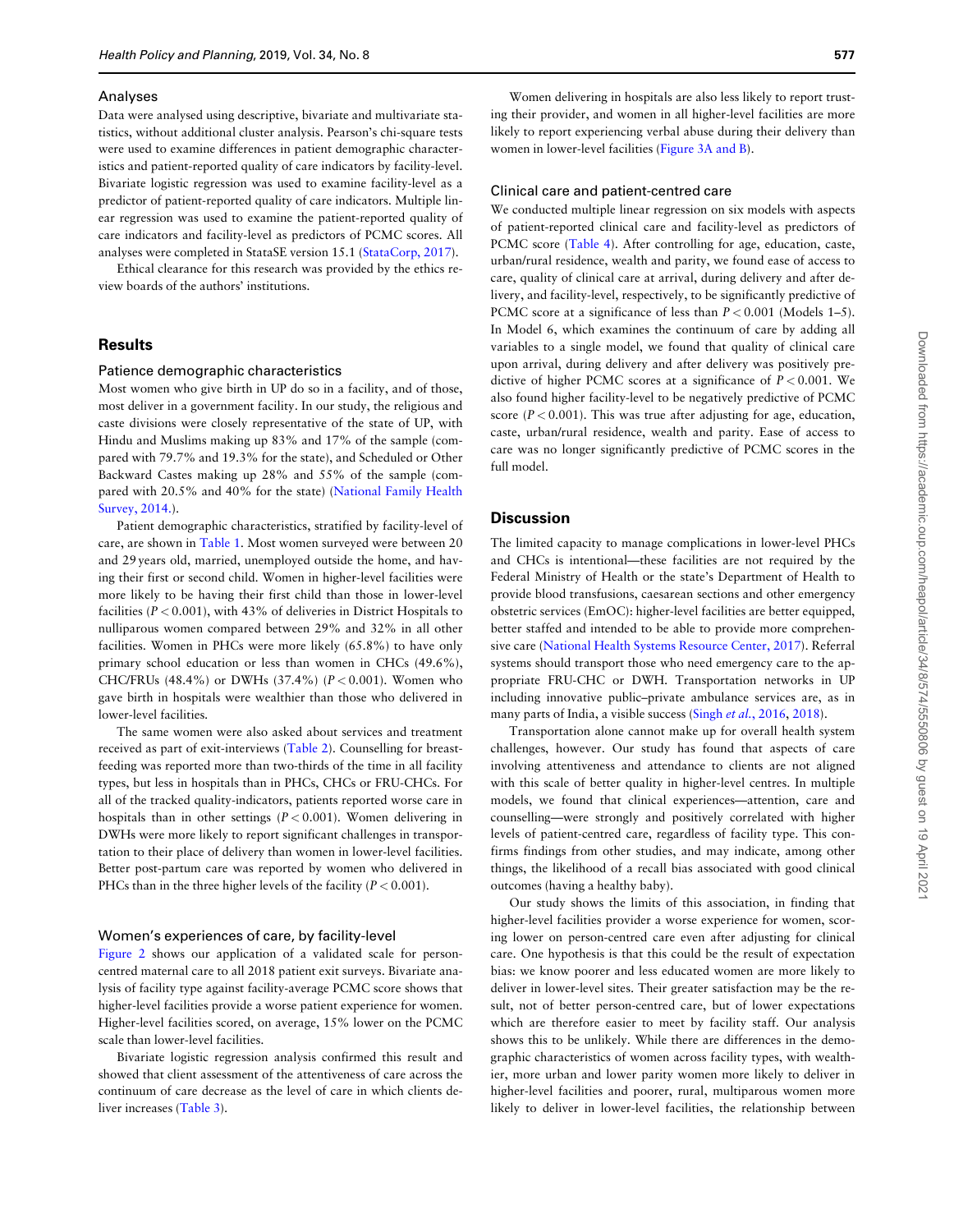### Analyses

Data were analysed using descriptive, bivariate and multivariate statistics, without additional cluster analysis. Pearson's chi-square tests were used to examine differences in patient demographic characteristics and patient-reported quality of care indicators by facility-level. Bivariate logistic regression was used to examine facility-level as a predictor of patient-reported quality of care indicators. Multiple linear regression was used to examine the patient-reported quality of care indicators and facility-level as predictors of PCMC scores. All analyses were completed in StataSE version 15.1 (StataCorp, 2017).

Ethical clearance for this research was provided by the ethics review boards of the authors' institutions.

## Results

### Patience demographic characteristics

Most women who give birth in UP do so in a facility, and of those, most deliver in a government facility. In our study, the religious and caste divisions were closely representative of the state of UP, with Hindu and Muslims making up 83% and 17% of the sample (compared with 79.7% and 19.3% for the state), and Scheduled or Other Backward Castes making up 28% and 55% of the sample (compared with 20.5% and 40% for the state) (National Family Health Survey, 2014.).

Patient demographic characteristics, stratified by facility-level of care, are shown in Table 1. Most women surveyed were between 20 and 29 years old, married, unemployed outside the home, and having their first or second child. Women in higher-level facilities were more likely to be having their first child than those in lower-level facilities ($P < 0.001$), with 43% of deliveries in District Hospitals to nulliparous women compared between 29% and 32% in all other facilities. Women in PHCs were more likely (65.8%) to have only primary school education or less than women in CHCs (49.6%), CHC/FRUs (48.4%) or DWHs (37.4%) ($P < 0.001$). Women who gave birth in hospitals were wealthier than those who delivered in lower-level facilities.

The same women were also asked about services and treatment received as part of exit-interviews (Table 2). Counselling for breastfeeding was reported more than two-thirds of the time in all facility types, but less in hospitals than in PHCs, CHCs or FRU-CHCs. For all of the tracked quality-indicators, patients reported worse care in hospitals than in other settings ($P < 0.001$). Women delivering in DWHs were more likely to report significant challenges in transportation to their place of delivery than women in lower-level facilities. Better post-partum care was reported by women who delivered in PHCs than in the three higher levels of the facility ($P < 0.001$).

### Women's experiences of care, by facility-level

Figure 2 shows our application of a validated scale for person-centred maternal care to all 2018 patient exit surveys. Bivariate analysis of facility type against facility-average PCMC score shows that higher-level facilities provide a worse patient experience for women. Higher-level facilities scored, on average, 15% lower on the PCMC scale than lower-level facilities.

Bivariate logistic regression analysis confirmed this result and showed that client assessment of the attentiveness of care across the continuum of care decrease as the level of care in which clients deliver increases (Table 3).

Women delivering in hospitals are also less likely to report trusting their provider, and women in all higher-level facilities are more likely to report experiencing verbal abuse during their delivery than women in lower-level facilities (Figure 3A and B).

### Clinical care and patient-centred care

We conducted multiple linear regression on six models with aspects of patient-reported clinical care and facility-level as predictors of PCMC score (Table 4). After controlling for age, education, caste, urban/rural residence, wealth and parity, we found ease of access to care, quality of clinical care at arrival, during delivery and after delivery, and facility-level, respectively, to be significantly predictive of PCMC score at a significance of less than $P < 0.001$ (Models 1–5). In Model 6, which examines the continuum of care by adding all variables to a single model, we found that quality of clinical care upon arrival, during delivery and after delivery was positively predictive of higher PCMC scores at a significance of $P < 0.001$. We also found higher facility-level to be negatively predictive of PCMC score ($P < 0.001$). This was true after adjusting for age, education, caste, urban/rural residence, wealth and parity. Ease of access to care was no longer significantly predictive of PCMC scores in the full model.

## Discussion

The limited capacity to manage complications in lower-level PHCs and CHCs is intentional—these facilities are not required by the Federal Ministry of Health or the state's Department of Health to provide blood transfusions, caesarean sections and other emergency obstetric services (EmOC): higher-level facilities are better equipped, better staffed and intended to be able to provide more comprehensive care (National Health Systems Resource Center, 2017). Referral systems should transport those who need emergency care to the appropriate FRU-CHC or DWH. Transportation networks in UP including innovative public–private ambulance services are, as in many parts of India, a visible success (Singh *et al.*, 2016, 2018).

Transportation alone cannot make up for overall health system challenges, however. Our study has found that aspects of care involving attentiveness and attendance to clients are not aligned with this scale of better quality in higher-level centres. In multiple models, we found that clinical experiences—attention, care and counselling—were strongly and positively correlated with higher levels of patient-centred care, regardless of facility type. This confirms findings from other studies, and may indicate, among other things, the likelihood of a recall bias associated with good clinical outcomes (having a healthy baby).

Our study shows the limits of this association, in finding that higher-level facilities provider a worse experience for women, scoring lower on person-centred care even after adjusting for clinical care. One hypothesis is that this could be the result of expectation bias: we know poorer and less educated women are more likely to deliver in lower-level sites. Their greater satisfaction may be the result, not of better person-centred care, but of lower expectations which are therefore easier to meet by facility staff. Our analysis shows this to be unlikely. While there are differences in the demographic characteristics of women across facility types, with wealthier, more urban and lower parity women more likely to deliver in higher-level facilities and poorer, rural, multiparous women more likely to deliver in lower-level facilities, the relationship between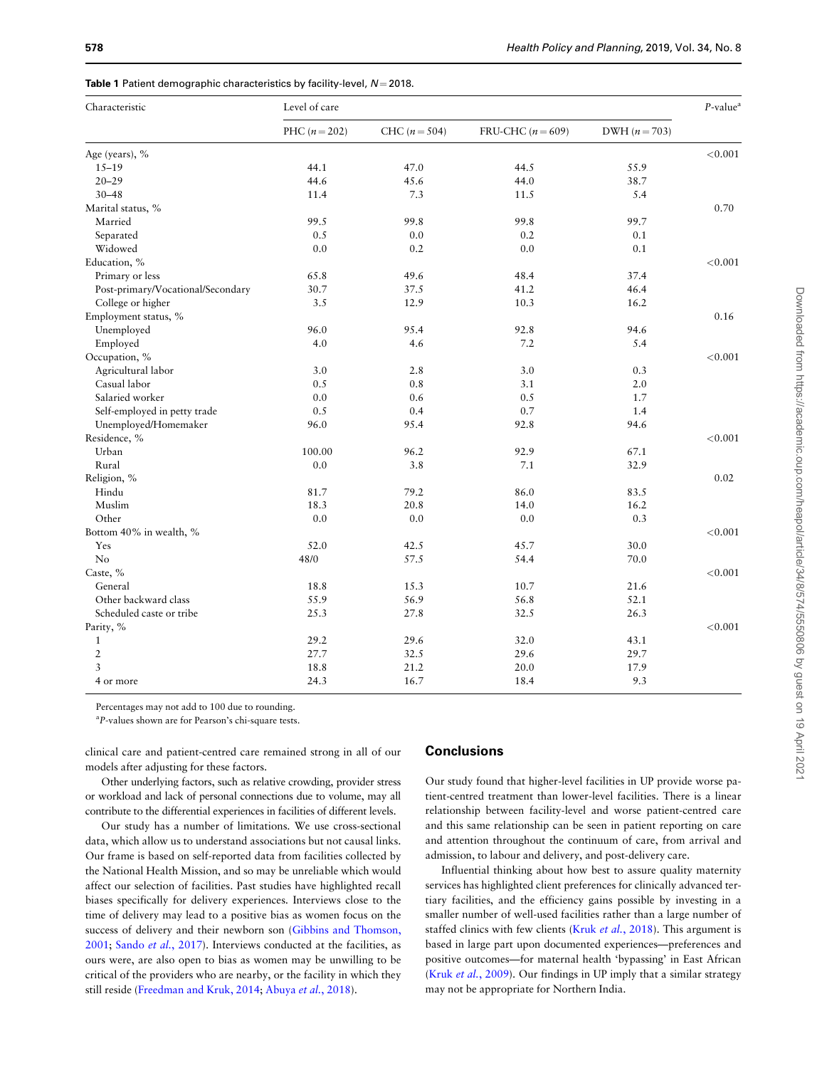**Table 1** Patient demographic characteristics by facility-level, $N = 2018$.

| Characteristic | Level of care | | | | P-value[a] |
|---|---|---|---|---|---|
| | PHC ($n = 202$) | CHC ($n = 504$) | FRU-CHC ($n = 609$) | DWH ($n = 703$) | |
| Age (years), % | | | | | <0.001 |
| 15–19 | 44.1 | 47.0 | 44.5 | 55.9 | |
| 20–29 | 44.6 | 45.6 | 44.0 | 38.7 | |
| 30–48 | 11.4 | 7.3 | 11.5 | 5.4 | |
| Marital status, % | | | | | 0.70 |
| Married | 99.5 | 99.8 | 99.8 | 99.7 | |
| Separated | 0.5 | 0.0 | 0.2 | 0.1 | |
| Widowed | 0.0 | 0.2 | 0.0 | 0.1 | |
| Education, % | | | | | <0.001 |
| Primary or less | 65.8 | 49.6 | 48.4 | 37.4 | |
| Post-primary/Vocational/Secondary | 30.7 | 37.5 | 41.2 | 46.4 | |
| College or higher | 3.5 | 12.9 | 10.3 | 16.2 | |
| Employment status, % | | | | | 0.16 |
| Unemployed | 96.0 | 95.4 | 92.8 | 94.6 | |
| Employed | 4.0 | 4.6 | 7.2 | 5.4 | |
| Occupation, % | | | | | <0.001 |
| Agricultural labor | 3.0 | 2.8 | 3.0 | 0.3 | |
| Casual labor | 0.5 | 0.8 | 3.1 | 2.0 | |
| Salaried worker | 0.0 | 0.6 | 0.5 | 1.7 | |
| Self-employed in petty trade | 0.5 | 0.4 | 0.7 | 1.4 | |
| Unemployed/Homemaker | 96.0 | 95.4 | 92.8 | 94.6 | |
| Residence, % | | | | | <0.001 |
| Urban | 100.00 | 96.2 | 92.9 | 67.1 | |
| Rural | 0.0 | 3.8 | 7.1 | 32.9 | |
| Religion, % | | | | | 0.02 |
| Hindu | 81.7 | 79.2 | 86.0 | 83.5 | |
| Muslim | 18.3 | 20.8 | 14.0 | 16.2 | |
| Other | 0.0 | 0.0 | 0.0 | 0.3 | |
| Bottom 40% in wealth, % | | | | | <0.001 |
| Yes | 52.0 | 42.5 | 45.7 | 30.0 | |
| No | 48/0 | 57.5 | 54.4 | 70.0 | |
| Caste, % | | | | | <0.001 |
| General | 18.8 | 15.3 | 10.7 | 21.6 | |
| Other backward class | 55.9 | 56.9 | 56.8 | 52.1 | |
| Scheduled caste or tribe | 25.3 | 27.8 | 32.5 | 26.3 | |
| Parity, % | | | | | <0.001 |
| 1 | 29.2 | 29.6 | 32.0 | 43.1 | |
| 2 | 27.7 | 32.5 | 29.6 | 29.7 | |
| 3 | 18.8 | 21.2 | 20.0 | 17.9 | |
| 4 or more | 24.3 | 16.7 | 18.4 | 9.3 | |

Percentages may not add to 100 due to rounding.

[a] P-values shown are for Pearson's chi-square tests.

clinical care and patient-centred care remained strong in all of our models after adjusting for these factors.

Other underlying factors, such as relative crowding, provider stress or workload and lack of personal connections due to volume, may all contribute to the differential experiences in facilities of different levels.

Our study has a number of limitations. We use cross-sectional data, which allow us to understand associations but not causal links. Our frame is based on self-reported data from facilities collected by the National Health Mission, and so may be unreliable which would affect our selection of facilities. Past studies have highlighted recall biases specifically for delivery experiences. Interviews close to the time of delivery may lead to a positive bias as women focus on the success of delivery and their newborn son (Gibbins and Thomson, 2001; Sando *et al.*, 2017). Interviews conducted at the facilities, as ours were, are also open to bias as women may be unwilling to be critical of the providers who are nearby, or the facility in which they still reside (Freedman and Kruk, 2014; Abuya *et al.*, 2018).

## Conclusions

Our study found that higher-level facilities in UP provide worse patient-centred treatment than lower-level facilities. There is a linear relationship between facility-level and worse patient-centred care and this same relationship can be seen in patient reporting on care and attention throughout the continuum of care, from arrival and admission, to labour and delivery, and post-delivery care.

Influential thinking about how best to assure quality maternity services has highlighted client preferences for clinically advanced tertiary facilities, and the efficiency gains possible by investing in a smaller number of well-used facilities rather than a large number of staffed clinics with few clients (Kruk *et al.*, 2018). This argument is based in large part upon documented experiences—preferences and positive outcomes—for maternal health 'bypassing' in East African (Kruk *et al.*, 2009). Our findings in UP imply that a similar strategy may not be appropriate for Northern India.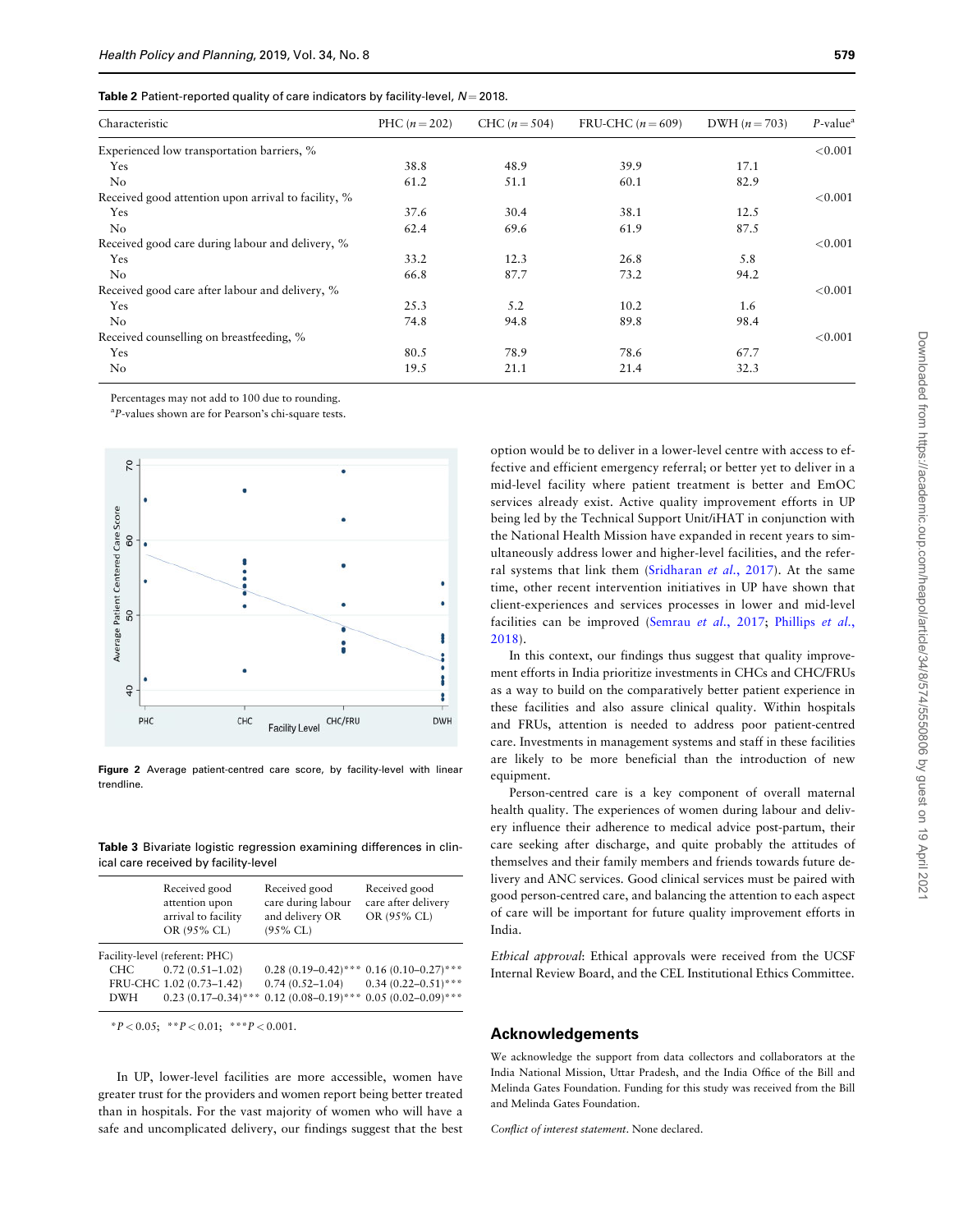**Table 2** Patient-reported quality of care indicators by facility-level, $N = 2018$.

| Characteristic | PHC ($n = 202$) | CHC ($n = 504$) | FRU-CHC ($n = 609$) | DWH ($n = 703$) | $P$-value[a] |
|---|---|---|---|---|---|
| Experienced low transportation barriers, % | | | | | <0.001 |
| Yes | 38.8 | 48.9 | 39.9 | 17.1 | |
| No | 61.2 | 51.1 | 60.1 | 82.9 | |
| Received good attention upon arrival to facility, % | | | | | <0.001 |
| Yes | 37.6 | 30.4 | 38.1 | 12.5 | |
| No | 62.4 | 69.6 | 61.9 | 87.5 | |
| Received good care during labour and delivery, % | | | | | <0.001 |
| Yes | 33.2 | 12.3 | 26.8 | 5.8 | |
| No | 66.8 | 87.7 | 73.2 | 94.2 | |
| Received good care after labour and delivery, % | | | | | <0.001 |
| Yes | 25.3 | 5.2 | 10.2 | 1.6 | |
| No | 74.8 | 94.8 | 89.8 | 98.4 | |
| Received counselling on breastfeeding, % | | | | | <0.001 |
| Yes | 80.5 | 78.9 | 78.6 | 67.7 | |
| No | 19.5 | 21.1 | 21.4 | 32.3 | |

Percentages may not add to 100 due to rounding.
[a]$P$-values shown are for Pearson's chi-square tests.

**Figure 2** Average patient-centred care score, by facility-level with linear trendline.

**Table 3** Bivariate logistic regression examining differences in clinical care received by facility-level

| | Received good attention upon arrival to facility OR (95% CL) | Received good care during labour and delivery OR (95% CL) | Received good care after delivery OR (95% CL) |
|---|---|---|---|
| Facility-level (referent: PHC) | | | |
| CHC | 0.72 (0.51–1.02) | 0.28 (0.19–0.42)*** | 0.16 (0.10–0.27)*** |
| FRU-CHC | 1.02 (0.73–1.42) | 0.74 (0.52–1.04) | 0.34 (0.22–0.51)*** |
| DWH | 0.23 (0.17–0.34)*** | 0.12 (0.08–0.19)*** | 0.05 (0.02–0.09)*** |

*$P < 0.05$; **$P < 0.01$; ***$P < 0.001$.

In UP, lower-level facilities are more accessible, women have greater trust for the providers and women report being better treated than in hospitals. For the vast majority of women who will have a safe and uncomplicated delivery, our findings suggest that the best option would be to deliver in a lower-level centre with access to effective and efficient emergency referral; or better yet to deliver in a mid-level facility where patient treatment is better and EmOC services already exist. Active quality improvement efforts in UP being led by the Technical Support Unit/iHAT in conjunction with the National Health Mission have expanded in recent years to simultaneously address lower and higher-level facilities, and the referral systems that link them (Sridharan *et al.*, 2017). At the same time, other recent intervention initiatives in UP have shown that client-experiences and services processes in lower and mid-level facilities can be improved (Semrau *et al.*, 2017; Phillips *et al.*, 2018).

In this context, our findings thus suggest that quality improvement efforts in India prioritize investments in CHCs and CHC/FRUs as a way to build on the comparatively better patient experience in these facilities and also assure clinical quality. Within hospitals and FRUs, attention is needed to address poor patient-centred care. Investments in management systems and staff in these facilities are likely to be more beneficial than the introduction of new equipment.

Person-centred care is a key component of overall maternal health quality. The experiences of women during labour and delivery influence their adherence to medical advice post-partum, their care seeking after discharge, and quite probably the attitudes of themselves and their family members and friends towards future delivery and ANC services. Good clinical services must be paired with good person-centred care, and balancing the attention to each aspect of care will be important for future quality improvement efforts in India.

*Ethical approval*: Ethical approvals were received from the UCSF Internal Review Board, and the CEL Institutional Ethics Committee.

## Acknowledgements

We acknowledge the support from data collectors and collaborators at the India National Mission, Uttar Pradesh, and the India Office of the Bill and Melinda Gates Foundation. Funding for this study was received from the Bill and Melinda Gates Foundation.

*Conflict of interest statement*. None declared.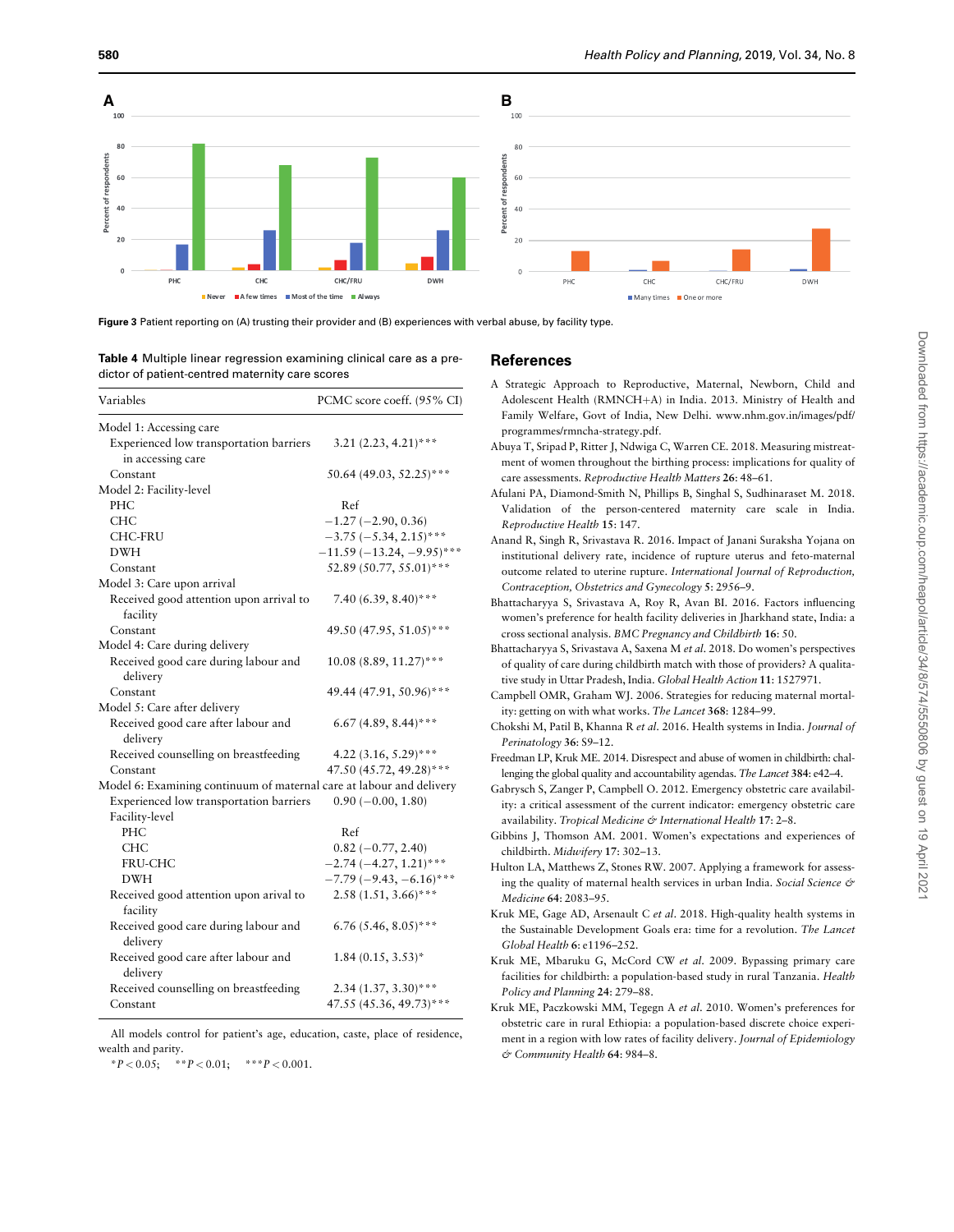Figure 3 Patient reporting on (A) trusting their provider and (B) experiences with verbal abuse, by facility type.

**Table 4** Multiple linear regression examining clinical care as a predictor of patient-centred maternity care scores

| Variables | PCMC score coeff. (95% CI) |
|---|---|
| Model 1: Accessing care | |
| Experienced low transportation barriers in accessing care | 3.21 (2.23, 4.21)*** |
| Constant | 50.64 (49.03, 52.25)*** |
| Model 2: Facility-level | |
| PHC | Ref |
| CHC | −1.27 (−2.90, 0.36) |
| CHC-FRU | −3.75 (−5.34, 2.15)*** |
| DWH | −11.59 (−13.24, −9.95)*** |
| Constant | 52.89 (50.77, 55.01)*** |
| Model 3: Care upon arrival | |
| Received good attention upon arrival to facility | 7.40 (6.39, 8.40)*** |
| Constant | 49.50 (47.95, 51.05)*** |
| Model 4: Care during delivery | |
| Received good care during labour and delivery | 10.08 (8.89, 11.27)*** |
| Constant | 49.44 (47.91, 50.96)*** |
| Model 5: Care after delivery | |
| Received good care after labour and delivery | 6.67 (4.89, 8.44)*** |
| Received counselling on breastfeeding | 4.22 (3.16, 5.29)*** |
| Constant | 47.50 (45.72, 49.28)*** |
| Model 6: Examining continuum of maternal care at labour and delivery | |
| Experienced low transportation barriers | 0.90 (−0.00, 1.80) |
| Facility-level | |
| PHC | Ref |
| CHC | 0.82 (−0.77, 2.40) |
| FRU-CHC | −2.74 (−4.27, 1.21)*** |
| DWH | −7.79 (−9.43, −6.16)*** |
| Received good attention upon arival to facility | 2.58 (1.51, 3.66)*** |
| Received good care during labour and delivery | 6.76 (5.46, 8.05)*** |
| Received good care after labour and delivery | 1.84 (0.15, 3.53)* |
| Received counselling on breastfeeding | 2.34 (1.37, 3.30)*** |
| Constant | 47.55 (45.36, 49.73)*** |

All models control for patient's age, education, caste, place of residence, wealth and parity.

*$P < 0.05$; **$P < 0.01$; ***$P < 0.001$.

## References

A Strategic Approach to Reproductive, Maternal, Newborn, Child and Adolescent Health (RMNCH+A) in India. 2013. Ministry of Health and Family Welfare, Govt of India, New Delhi. www.nhm.gov.in/images/pdf/programmes/rmncha-strategy.pdf.

Abuya T, Sripad P, Ritter J, Ndwiga C, Warren CE. 2018. Measuring mistreatment of women throughout the birthing process: implications for quality of care assessments. *Reproductive Health Matters* **26**: 48–61.

Afulani PA, Diamond-Smith N, Phillips B, Singhal S, Sudhinaraset M. 2018. Validation of the person-centered maternity care scale in India. *Reproductive Health* **15**: 147.

Anand R, Singh R, Srivastava R. 2016. Impact of Janani Suraksha Yojana on institutional delivery rate, incidence of rupture uterus and feto-maternal outcome related to uterine rupture. *International Journal of Reproduction, Contraception, Obstetrics and Gynecology* **5**: 2956–9.

Bhattacharyya S, Srivastava A, Roy R, Avan BI. 2016. Factors influencing women's preference for health facility deliveries in Jharkhand state, India: a cross sectional analysis. *BMC Pregnancy and Childbirth* **16**: 50.

Bhattacharyya S, Srivastava A, Saxena M *et al.* 2018. Do women's perspectives of quality of care during childbirth match with those of providers? A qualitative study in Uttar Pradesh, India. *Global Health Action* **11**: 1527971.

Campbell OMR, Graham WJ. 2006. Strategies for reducing maternal mortality: getting on with what works. *The Lancet* **368**: 1284–99.

Chokshi M, Patil B, Khanna R *et al.* 2016. Health systems in India. *Journal of Perinatology* **36**: S9–12.

Freedman LP, Kruk ME. 2014. Disrespect and abuse of women in childbirth: challenging the global quality and accountability agendas. *The Lancet* **384**: e42–4.

Gabrysch S, Zanger P, Campbell O. 2012. Emergency obstetric care availability: a critical assessment of the current indicator: emergency obstetric care availability. *Tropical Medicine & International Health* **17**: 2–8.

Gibbins J, Thomson AM. 2001. Women's expectations and experiences of childbirth. *Midwifery* **17**: 302–13.

Hulton LA, Matthews Z, Stones RW. 2007. Applying a framework for assessing the quality of maternal health services in urban India. *Social Science & Medicine* **64**: 2083–95.

Kruk ME, Gage AD, Arsenault C *et al.* 2018. High-quality health systems in the Sustainable Development Goals era: time for a revolution. *The Lancet Global Health* **6**: e1196–252.

Kruk ME, Mbaruku G, McCord CW *et al.* 2009. Bypassing primary care facilities for childbirth: a population-based study in rural Tanzania. *Health Policy and Planning* **24**: 279–88.

Kruk ME, Paczkowski MM, Tegegn A *et al.* 2010. Women's preferences for obstetric care in rural Ethiopia: a population-based discrete choice experiment in a region with low rates of facility delivery. *Journal of Epidemiology & Community Health* **64**: 984–8.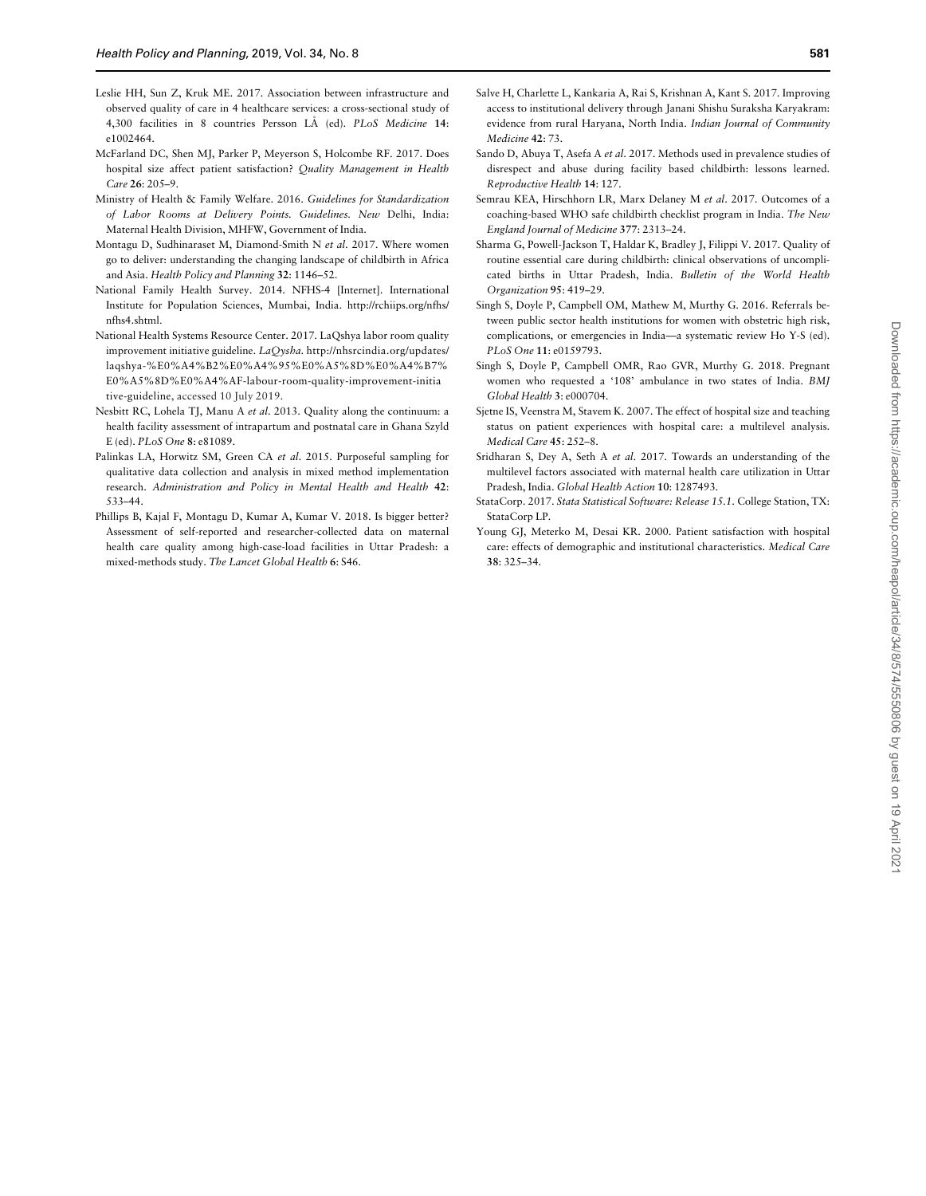Leslie HH, Sun Z, Kruk ME. 2017. Association between infrastructure and observed quality of care in 4 healthcare services: a cross-sectional study of 4,300 facilities in 8 countries Persson LÅ (ed). *PLoS Medicine* **14**: e1002464.

McFarland DC, Shen MJ, Parker P, Meyerson S, Holcombe RF. 2017. Does hospital size affect patient satisfaction? *Quality Management in Health Care* **26**: 205–9.

Ministry of Health & Family Welfare. 2016. *Guidelines for Standardization of Labor Rooms at Delivery Points. Guidelines. New* Delhi, India: Maternal Health Division, MHFW, Government of India.

Montagu D, Sudhinaraset M, Diamond-Smith N *et al*. 2017. Where women go to deliver: understanding the changing landscape of childbirth in Africa and Asia. *Health Policy and Planning* **32**: 1146–52.

National Family Health Survey. 2014. NFHS-4 [Internet]. International Institute for Population Sciences, Mumbai, India. http://rchiips.org/nfhs/nfhs4.shtml.

National Health Systems Resource Center. 2017. LaQshya labor room quality improvement initiative guideline. *LaQysha*. http://nhsrcindia.org/updates/laqshya-%E0%A4%B2%E0%A4%95%E0%A5%8D%E0%A4%B7%E0%A5%8D%E0%A4%AF-labour-room-quality-improvement-initiative-guideline, accessed 10 July 2019.

Nesbitt RC, Lohela TJ, Manu A *et al*. 2013. Quality along the continuum: a health facility assessment of intrapartum and postnatal care in Ghana Szyld E (ed). *PLoS One* **8**: e81089.

Palinkas LA, Horwitz SM, Green CA *et al*. 2015. Purposeful sampling for qualitative data collection and analysis in mixed method implementation research. *Administration and Policy in Mental Health and Health* **42**: 533–44.

Phillips B, Kajal F, Montagu D, Kumar A, Kumar V. 2018. Is bigger better? Assessment of self-reported and researcher-collected data on maternal health care quality among high-case-load facilities in Uttar Pradesh: a mixed-methods study. *The Lancet Global Health* **6**: S46.

Salve H, Charlette L, Kankaria A, Rai S, Krishnan A, Kant S. 2017. Improving access to institutional delivery through Janani Shishu Suraksha Karyakram: evidence from rural Haryana, North India. *Indian Journal of Community Medicine* **42**: 73.

Sando D, Abuya T, Asefa A *et al*. 2017. Methods used in prevalence studies of disrespect and abuse during facility based childbirth: lessons learned. *Reproductive Health* **14**: 127.

Semrau KEA, Hirschhorn LR, Marx Delaney M *et al*. 2017. Outcomes of a coaching-based WHO safe childbirth checklist program in India. *The New England Journal of Medicine* **377**: 2313–24.

Sharma G, Powell-Jackson T, Haldar K, Bradley J, Filippi V. 2017. Quality of routine essential care during childbirth: clinical observations of uncomplicated births in Uttar Pradesh, India. *Bulletin of the World Health Organization* **95**: 419–29.

Singh S, Doyle P, Campbell OM, Mathew M, Murthy G. 2016. Referrals between public sector health institutions for women with obstetric high risk, complications, or emergencies in India—a systematic review Ho Y-S (ed). *PLoS One* **11**: e0159793.

Singh S, Doyle P, Campbell OMR, Rao GVR, Murthy G. 2018. Pregnant women who requested a '108' ambulance in two states of India. *BMJ Global Health* **3**: e000704.

Sjetne IS, Veenstra M, Stavem K. 2007. The effect of hospital size and teaching status on patient experiences with hospital care: a multilevel analysis. *Medical Care* **45**: 252–8.

Sridharan S, Dey A, Seth A *et al*. 2017. Towards an understanding of the multilevel factors associated with maternal health care utilization in Uttar Pradesh, India. *Global Health Action* **10**: 1287493.

StataCorp. 2017. *Stata Statistical Software: Release 15.1*. College Station, TX: StataCorp LP.

Young GJ, Meterko M, Desai KR. 2000. Patient satisfaction with hospital care: effects of demographic and institutional characteristics. *Medical Care* **38**: 325–34.